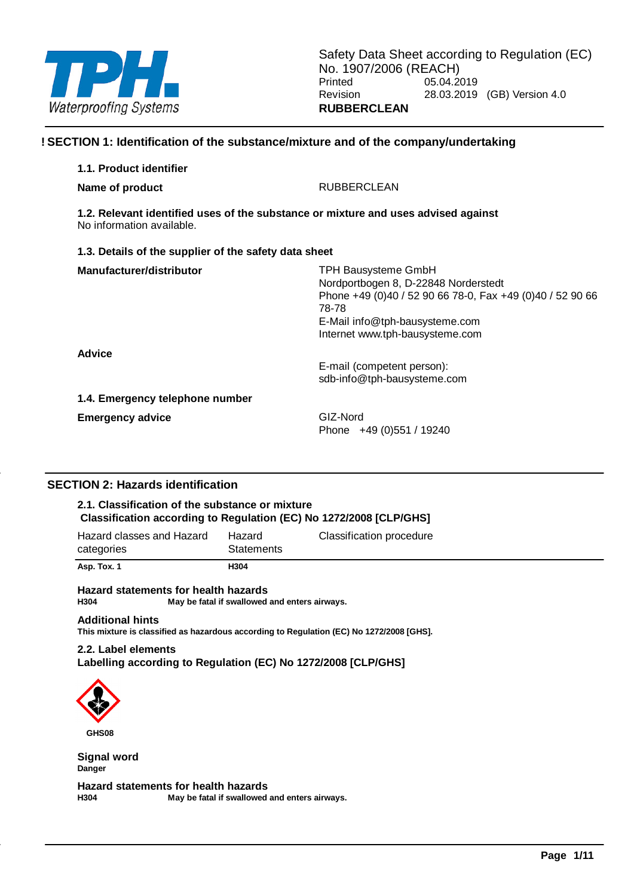Safety Data Sheet according to Regulation (EC) No. 1907/2006 (REACH)
Printed 05.04.2019
Revision 28.03.2019 (GB) Version 4.0
**RUBBERCLEAN**

## ! SECTION 1: Identification of the substance/mixture and of the company/undertaking

### 1.1. Product identifier

**Name of product** RUBBERCLEAN

### 1.2. Relevant identified uses of the substance or mixture and uses advised against

No information available.

### 1.3. Details of the supplier of the safety data sheet

**Manufacturer/distributor**

TPH Bausysteme GmbH
Nordportbogen 8, D-22848 Norderstedt
Phone +49 (0)40 / 52 90 66 78-0, Fax +49 (0)40 / 52 90 66 78-78
E-Mail info@tph-bausysteme.com
Internet www.tph-bausysteme.com

**Advice**

E-mail (competent person):
sdb-info@tph-bausysteme.com

### 1.4. Emergency telephone number

**Emergency advice**

GIZ-Nord
Phone +49 (0)551 / 19240

## SECTION 2: Hazards identification

### 2.1. Classification of the substance or mixture

**Classification according to Regulation (EC) No 1272/2008 [CLP/GHS]**

| Hazard classes and Hazard categories | Hazard Statements | Classification procedure |
|---|---|---|
| **Asp. Tox. 1** | **H304** | |

**Hazard statements for health hazards**

**H304** May be fatal if swallowed and enters airways.

**Additional hints**

**This mixture is classified as hazardous according to Regulation (EC) No 1272/2008 [GHS].**

### 2.2. Label elements

**Labelling according to Regulation (EC) No 1272/2008 [CLP/GHS]**

**GHS08**

**Signal word**

**Danger**

**Hazard statements for health hazards**

**H304** May be fatal if swallowed and enters airways.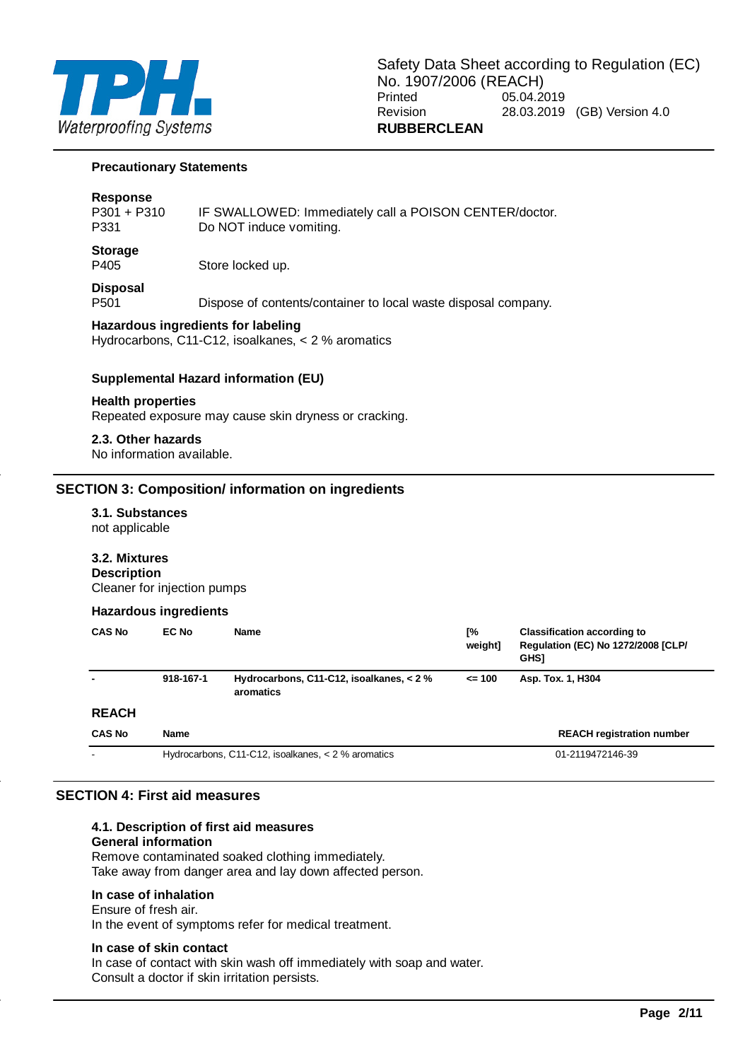#### Precautionary Statements

**Response**

P301 + P310 IF SWALLOWED: Immediately call a POISON CENTER/doctor.
P331 Do NOT induce vomiting.

**Storage**

P405 Store locked up.

**Disposal**

P501 Dispose of contents/container to local waste disposal company.

**Hazardous ingredients for labeling**

Hydrocarbons, C11-C12, isoalkanes, < 2 % aromatics

#### Supplemental Hazard information (EU)

**Health properties**

Repeated exposure may cause skin dryness or cracking.

#### 2.3. Other hazards

No information available.

## SECTION 3: Composition/ information on ingredients

#### 3.1. Substances

not applicable

#### 3.2. Mixtures

**Description**

Cleaner for injection pumps

**Hazardous ingredients**

| CAS No | EC No | Name | [% weight] | Classification according to Regulation (EC) No 1272/2008 [CLP/ GHS] |
|---|---|---|---|---|
| - | 918-167-1 | **Hydrocarbons, C11-C12, isoalkanes, < 2 % aromatics** | <= 100 | Asp. Tox. 1, H304 |

**REACH**

| CAS No | Name | REACH registration number |
|---|---|---|
| - | Hydrocarbons, C11-C12, isoalkanes, < 2 % aromatics | 01-2119472146-39 |

## SECTION 4: First aid measures

#### 4.1. Description of first aid measures

**General information**

Remove contaminated soaked clothing immediately.
Take away from danger area and lay down affected person.

**In case of inhalation**

Ensure of fresh air.
In the event of symptoms refer for medical treatment.

**In case of skin contact**

In case of contact with skin wash off immediately with soap and water.
Consult a doctor if skin irritation persists.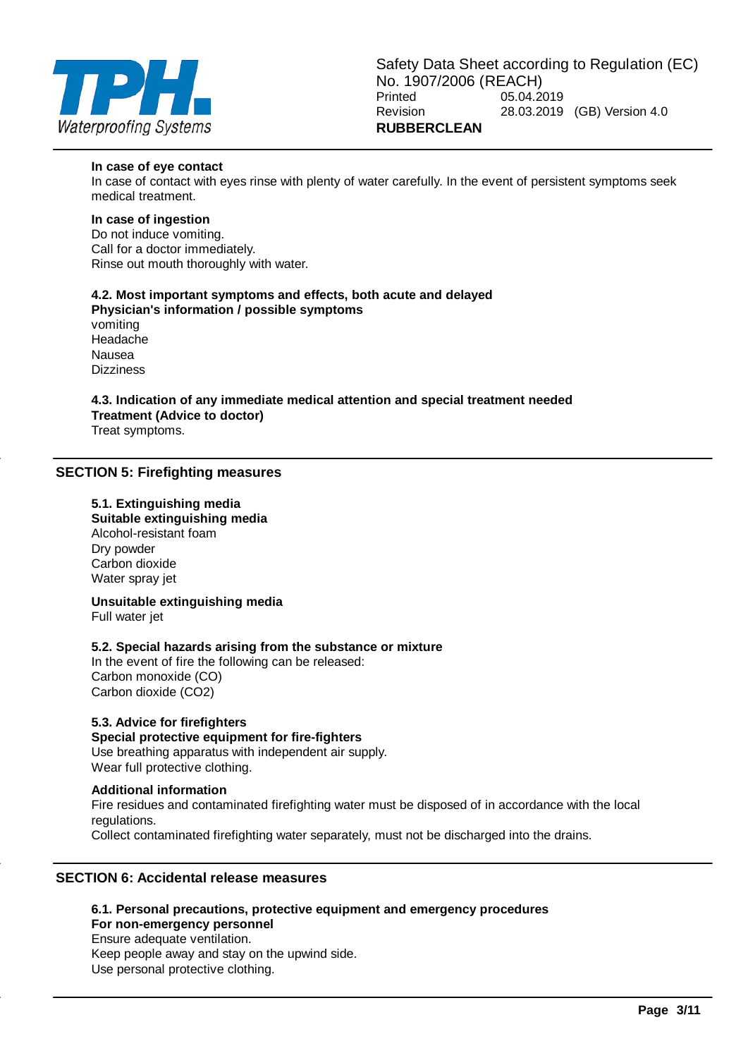**In case of eye contact**

In case of contact with eyes rinse with plenty of water carefully. In the event of persistent symptoms seek medical treatment.

**In case of ingestion**

Do not induce vomiting.
Call for a doctor immediately.
Rinse out mouth thoroughly with water.

**4.2. Most important symptoms and effects, both acute and delayed**

**Physician's information / possible symptoms**

vomiting
Headache
Nausea
Dizziness

**4.3. Indication of any immediate medical attention and special treatment needed**

**Treatment (Advice to doctor)**

Treat symptoms.

## SECTION 5: Firefighting measures

**5.1. Extinguishing media**

**Suitable extinguishing media**

Alcohol-resistant foam
Dry powder
Carbon dioxide
Water spray jet

**Unsuitable extinguishing media**

Full water jet

**5.2. Special hazards arising from the substance or mixture**

In the event of fire the following can be released:
Carbon monoxide (CO)
Carbon dioxide ($CO_2$)

**5.3. Advice for firefighters**

**Special protective equipment for fire-fighters**

Use breathing apparatus with independent air supply.
Wear full protective clothing.

**Additional information**

Fire residues and contaminated firefighting water must be disposed of in accordance with the local regulations.
Collect contaminated firefighting water separately, must not be discharged into the drains.

## SECTION 6: Accidental release measures

**6.1. Personal precautions, protective equipment and emergency procedures**

**For non-emergency personnel**

Ensure adequate ventilation.
Keep people away and stay on the upwind side.
Use personal protective clothing.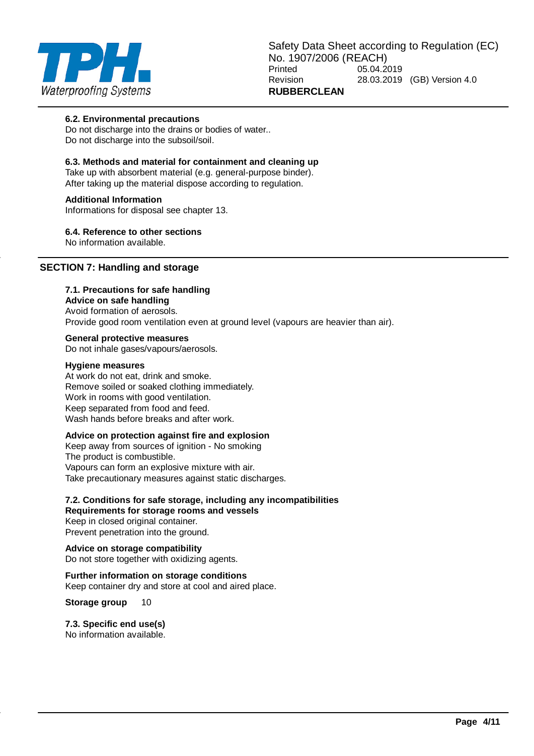### 6.2. Environmental precautions

Do not discharge into the drains or bodies of water..
Do not discharge into the subsoil/soil.

### 6.3. Methods and material for containment and cleaning up

Take up with absorbent material (e.g. general-purpose binder).
After taking up the material dispose according to regulation.

**Additional Information**

Informations for disposal see chapter 13.

### 6.4. Reference to other sections

No information available.

## SECTION 7: Handling and storage

### 7.1. Precautions for safe handling

**Advice on safe handling**

Avoid formation of aerosols.
Provide good room ventilation even at ground level (vapours are heavier than air).

**General protective measures**

Do not inhale gases/vapours/aerosols.

**Hygiene measures**

At work do not eat, drink and smoke.
Remove soiled or soaked clothing immediately.
Work in rooms with good ventilation.
Keep separated from food and feed.
Wash hands before breaks and after work.

**Advice on protection against fire and explosion**

Keep away from sources of ignition - No smoking
The product is combustible.
Vapours can form an explosive mixture with air.
Take precautionary measures against static discharges.

### 7.2. Conditions for safe storage, including any incompatibilities

**Requirements for storage rooms and vessels**

Keep in closed original container.
Prevent penetration into the ground.

**Advice on storage compatibility**

Do not store together with oxidizing agents.

**Further information on storage conditions**

Keep container dry and store at cool and aired place.

**Storage group** 10

### 7.3. Specific end use(s)

No information available.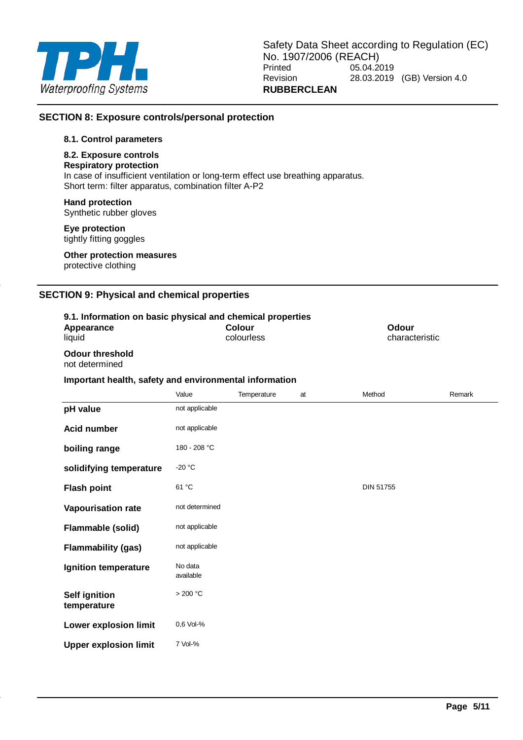## SECTION 8: Exposure controls/personal protection

### 8.1. Control parameters

### 8.2. Exposure controls

**Respiratory protection**

In case of insufficient ventilation or long-term effect use breathing apparatus.
Short term: filter apparatus, combination filter A-P2

**Hand protection**

Synthetic rubber gloves

**Eye protection**

tightly fitting goggles

**Other protection measures**

protective clothing

## SECTION 9: Physical and chemical properties

### 9.1. Information on basic physical and chemical properties

| Appearance | Colour | Odour |
|---|---|---|
| liquid | colourless | characteristic |

**Odour threshold**

not determined

**Important health, safety and environmental information**

| | Value | Temperature | at | Method | Remark |
|---|---|---|---|---|---|
| **pH value** | not applicable | | | | |
| **Acid number** | not applicable | | | | |
| **boiling range** | 180 - 208 °C | | | | |
| **solidifying temperature** | -20 °C | | | | |
| **Flash point** | 61 °C | | | DIN 51755 | |
| **Vapourisation rate** | not determined | | | | |
| **Flammable (solid)** | not applicable | | | | |
| **Flammability (gas)** | not applicable | | | | |
| **Ignition temperature** | No data available | | | | |
| **Self ignition temperature** | > 200 °C | | | | |
| **Lower explosion limit** | 0,6 Vol-% | | | | |
| **Upper explosion limit** | 7 Vol-% | | | | |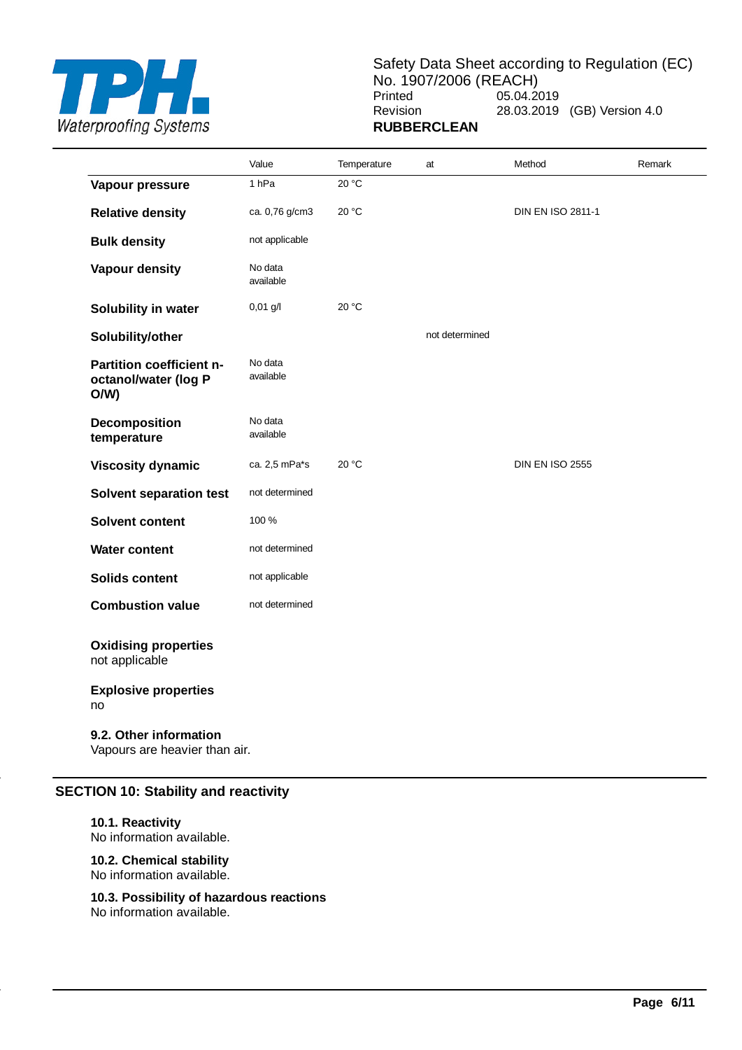| | Value | Temperature | at | Method | Remark |
|---|---|---|---|---|---|
| **Vapour pressure** | 1 hPa | 20 °C | | | |
| **Relative density** | ca. 0,76 g/cm3 | 20 °C | | DIN EN ISO 2811-1 | |
| **Bulk density** | not applicable | | | | |
| **Vapour density** | No data available | | | | |
| **Solubility in water** | 0,01 g/l | 20 °C | | | |
| **Solubility/other** | | | not determined | | |
| **Partition coefficient n-octanol/water (log P O/W)** | No data available | | | | |
| **Decomposition temperature** | No data available | | | | |
| **Viscosity dynamic** | ca. 2,5 mPa*s | 20 °C | | DIN EN ISO 2555 | |
| **Solvent separation test** | not determined | | | | |
| **Solvent content** | 100 % | | | | |
| **Water content** | not determined | | | | |
| **Solids content** | not applicable | | | | |
| **Combustion value** | not determined | | | | |

**Oxidising properties**
not applicable

**Explosive properties**
no

**9.2. Other information**
Vapours are heavier than air.

## SECTION 10: Stability and reactivity

**10.1. Reactivity**
No information available.

**10.2. Chemical stability**
No information available.

**10.3. Possibility of hazardous reactions**
No information available.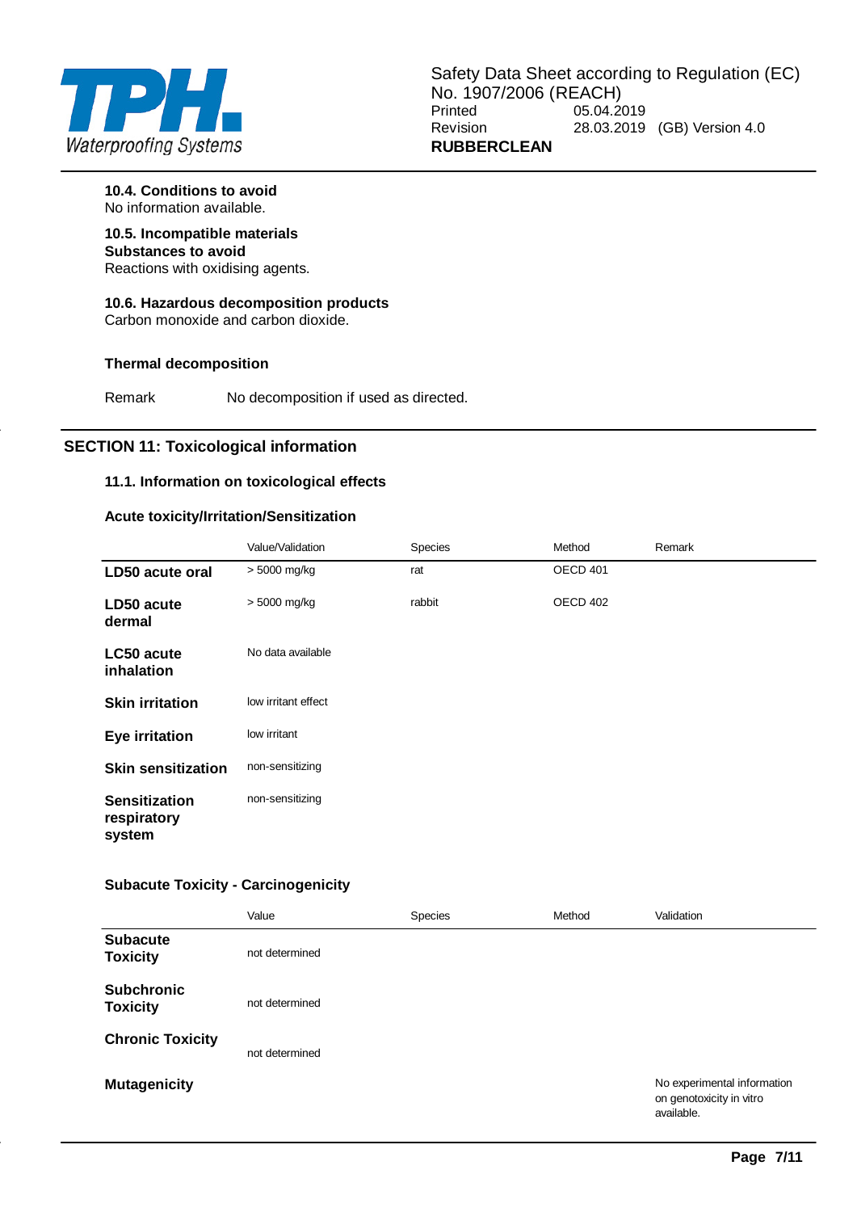#### 10.4. Conditions to avoid

No information available.

#### 10.5. Incompatible materials

**Substances to avoid**

Reactions with oxidising agents.

#### 10.6. Hazardous decomposition products

Carbon monoxide and carbon dioxide.

**Thermal decomposition**

| | |
|---|---|
| Remark | No decomposition if used as directed. |

## SECTION 11: Toxicological information

### 11.1. Information on toxicological effects

**Acute toxicity/Irritation/Sensitization**

| | Value/Validation | Species | Method | Remark |
|---|---|---|---|---|
| **LD50 acute oral** | > 5000 mg/kg | rat | OECD 401 | |
| **LD50 acute dermal** | > 5000 mg/kg | rabbit | OECD 402 | |
| **LC50 acute inhalation** | No data available | | | |
| **Skin irritation** | low irritant effect | | | |
| **Eye irritation** | low irritant | | | |
| **Skin sensitization** | non-sensitizing | | | |
| **Sensitization respiratory system** | non-sensitizing | | | |

**Subacute Toxicity - Carcinogenicity**

| | Value | Species | Method | Validation |
|---|---|---|---|---|
| **Subacute Toxicity** | not determined | | | |
| **Subchronic Toxicity** | not determined | | | |
| **Chronic Toxicity** | not determined | | | |
| **Mutagenicity** | | | | No experimental information on genotoxicity in vitro available. |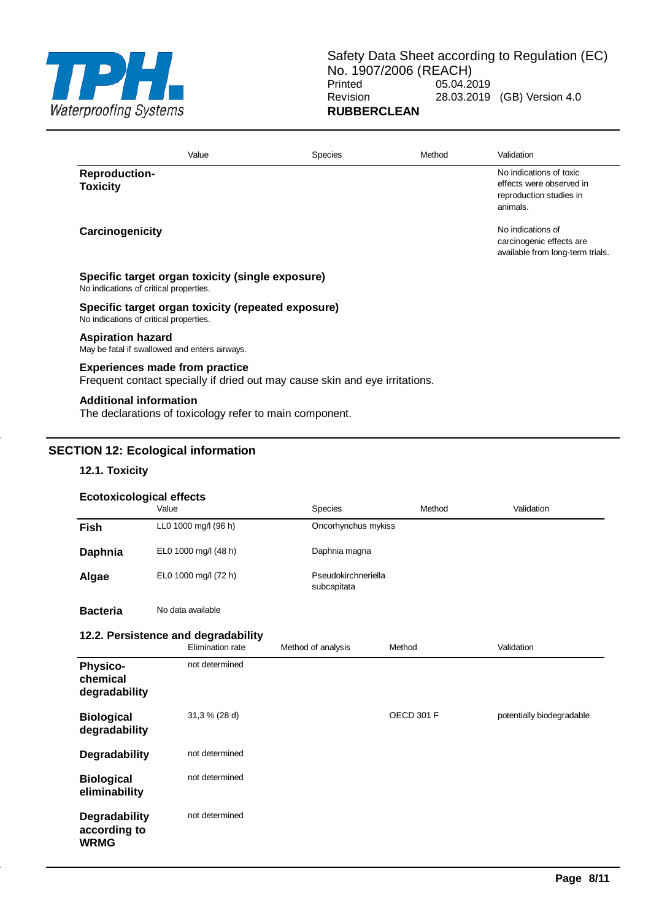| | Value | Species | Method | Validation |
|---|---|---|---|---|
| **Reproduction-Toxicity** | | | | No indications of toxic effects were observed in reproduction studies in animals. |
| **Carcinogenicity** | | | | No indications of carcinogenic effects are available from long-term trials. |

**Specific target organ toxicity (single exposure)**
No indications of critical properties.

**Specific target organ toxicity (repeated exposure)**
No indications of critical properties.

**Aspiration hazard**
May be fatal if swallowed and enters airways.

**Experiences made from practice**
Frequent contact specially if dried out may cause skin and eye irritations.

**Additional information**
The declarations of toxicology refer to main component.

## SECTION 12: Ecological information

### 12.1. Toxicity

**Ecotoxicological effects**

| | Value | Species | Method | Validation |
|---|---|---|---|---|
| **Fish** | LL0 1000 mg/l (96 h) | Oncorhynchus mykiss | | |
| **Daphnia** | EL0 1000 mg/l (48 h) | Daphnia magna | | |
| **Algae** | EL0 1000 mg/l (72 h) | Pseudokirchneriella subcapitata | | |
| **Bacteria** | No data available | | | |

### 12.2. Persistence and degradability

| | Elimination rate | Method of analysis | Method | Validation |
|---|---|---|---|---|
| **Physico-chemical degradability** | not determined | | | |
| **Biological degradability** | 31,3 % (28 d) | | OECD 301 F | potentially biodegradable |
| **Degradability** | not determined | | | |
| **Biological eliminability** | not determined | | | |
| **Degradability according to WRMG** | not determined | | | |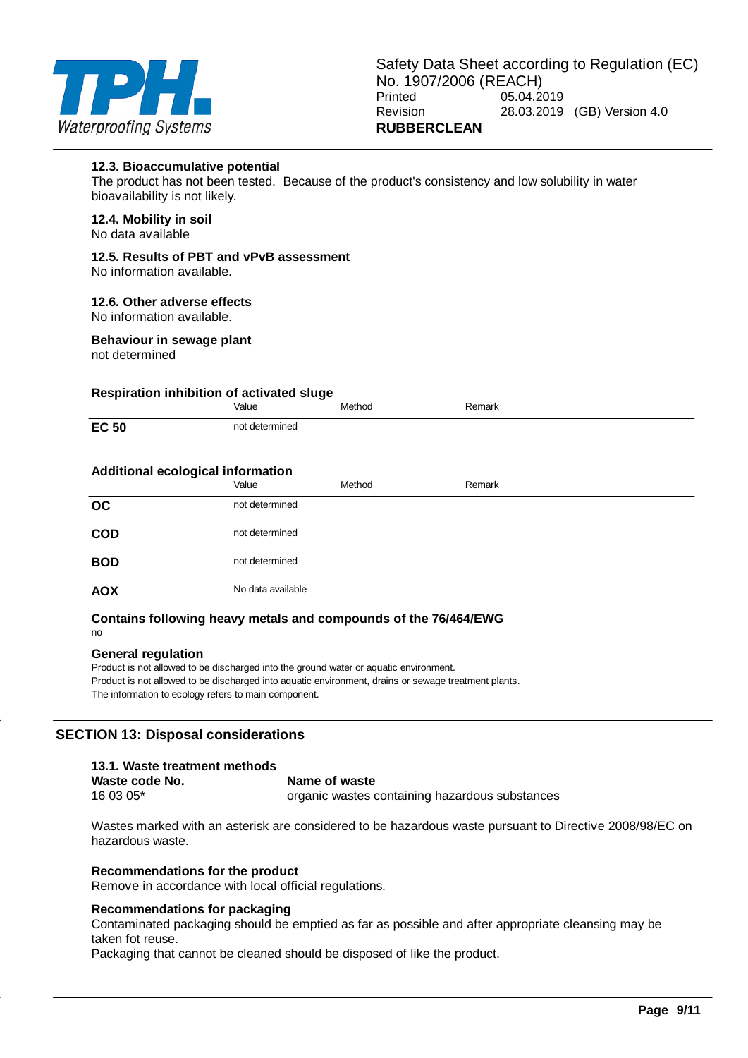### 12.3. Bioaccumulative potential

The product has not been tested. Because of the product's consistency and low solubility in water bioavailability is not likely.

### 12.4. Mobility in soil

No data available

### 12.5. Results of PBT and vPvB assessment

No information available.

### 12.6. Other adverse effects

No information available.

**Behaviour in sewage plant**

not determined

**Respiration inhibition of activated sluge**

| | Value | Method | Remark |
|---|---|---|---|
| **EC 50** | not determined | | |

**Additional ecological information**

| | Value | Method | Remark |
|---|---|---|---|
| **OC** | not determined | | |
| **COD** | not determined | | |
| **BOD** | not determined | | |
| **AOX** | No data available | | |

**Contains following heavy metals and compounds of the 76/464/EWG**

no

**General regulation**

Product is not allowed to be discharged into the ground water or aquatic environment.
Product is not allowed to be discharged into aquatic environment, drains or sewage treatment plants.
The information to ecology refers to main component.

## SECTION 13: Disposal considerations

### 13.1. Waste treatment methods

| Waste code No. | Name of waste |
|---|---|
| 16 03 05* | organic wastes containing hazardous substances |

Wastes marked with an asterisk are considered to be hazardous waste pursuant to Directive 2008/98/EC on hazardous waste.

**Recommendations for the product**

Remove in accordance with local official regulations.

**Recommendations for packaging**

Contaminated packaging should be emptied as far as possible and after appropriate cleansing may be taken fot reuse.
Packaging that cannot be cleaned should be disposed of like the product.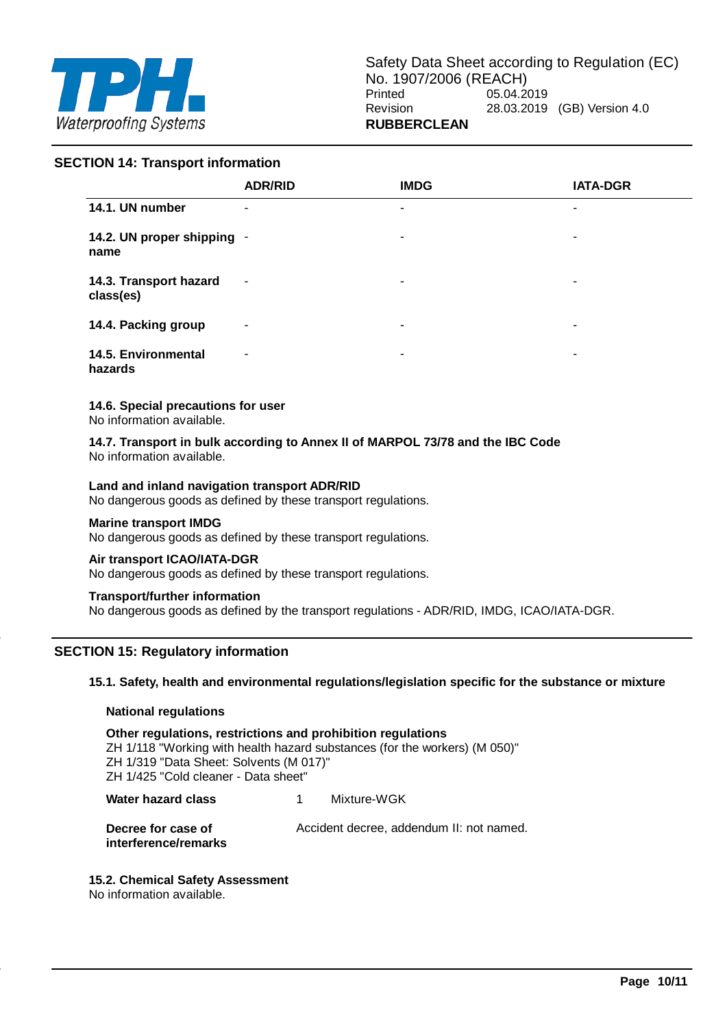## SECTION 14: Transport information

| | ADR/RID | IMDG | IATA-DGR |
|---|---|---|---|
| **14.1. UN number** | - | - | - |
| **14.2. UN proper shipping name** | - | - | - |
| **14.3. Transport hazard class(es)** | - | - | - |
| **14.4. Packing group** | - | - | - |
| **14.5. Environmental hazards** | - | - | - |

**14.6. Special precautions for user**
No information available.

**14.7. Transport in bulk according to Annex II of MARPOL 73/78 and the IBC Code**
No information available.

**Land and inland navigation transport ADR/RID**
No dangerous goods as defined by these transport regulations.

**Marine transport IMDG**
No dangerous goods as defined by these transport regulations.

**Air transport ICAO/IATA-DGR**
No dangerous goods as defined by these transport regulations.

**Transport/further information**
No dangerous goods as defined by the transport regulations - ADR/RID, IMDG, ICAO/IATA-DGR.

## SECTION 15: Regulatory information

### 15.1. Safety, health and environmental regulations/legislation specific for the substance or mixture

**National regulations**

**Other regulations, restrictions and prohibition regulations**
ZH 1/118 "Working with health hazard substances (for the workers) (M 050)"
ZH 1/319 "Data Sheet: Solvents (M 017)"
ZH 1/425 "Cold cleaner - Data sheet"

**Water hazard class** 1 Mixture-WGK

**Decree for case of interference/remarks** Accident decree, addendum II: not named.

### 15.2. Chemical Safety Assessment

No information available.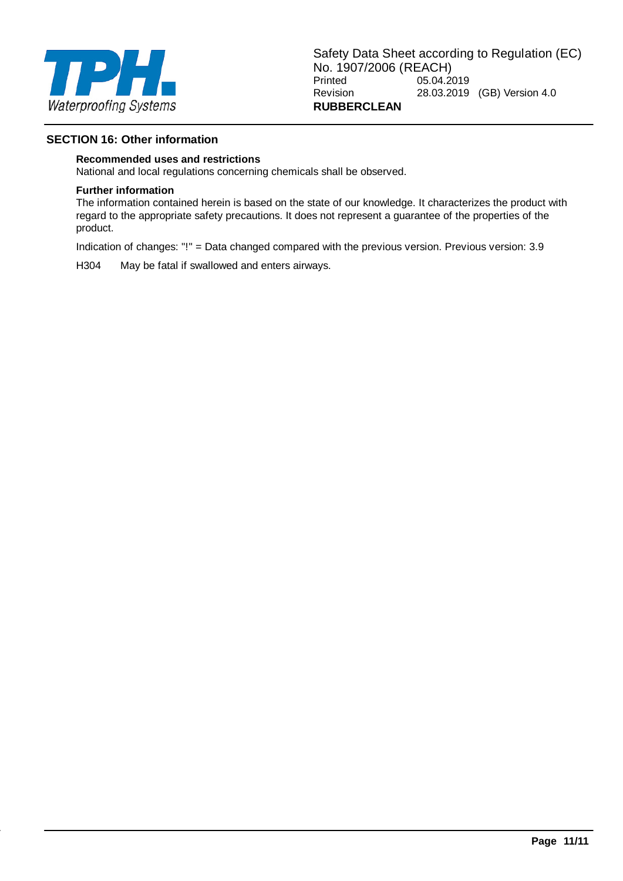## SECTION 16: Other information

**Recommended uses and restrictions**

National and local regulations concerning chemicals shall be observed.

**Further information**

The information contained herein is based on the state of our knowledge. It characterizes the product with regard to the appropriate safety precautions. It does not represent a guarantee of the properties of the product.

Indication of changes: "!" = Data changed compared with the previous version. Previous version: 3.9

H304 May be fatal if swallowed and enters airways.